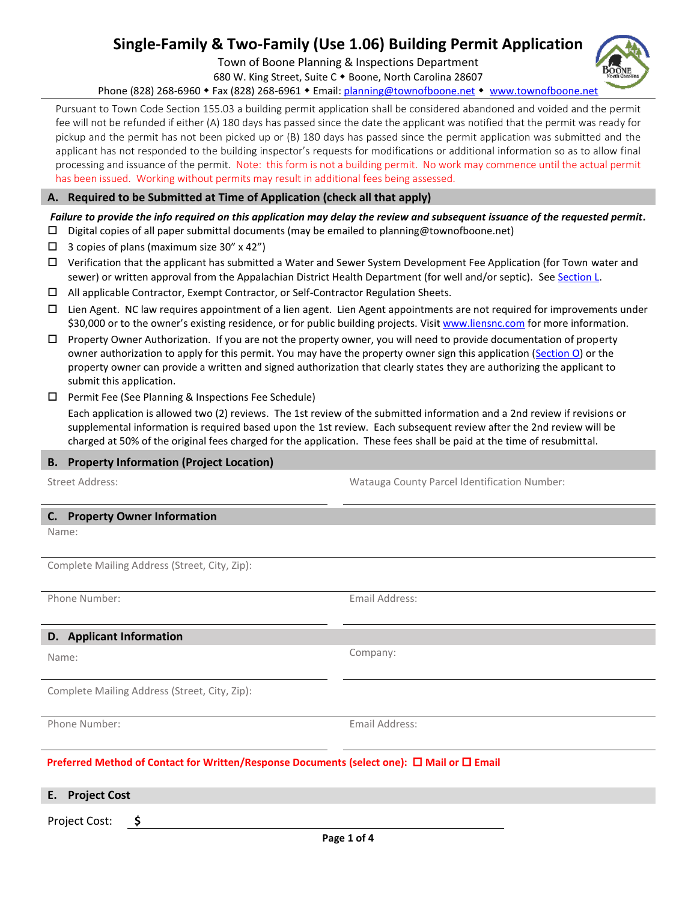# Single-Family & Two-Family (Use 1.06) Building Permit Application

Town of Boone Planning & Inspections Department
680 W. King Street, Suite C ◆ Boone, North Carolina 28607
Phone (828) 268-6960 ◆ Fax (828) 268-6961 ◆ Email: planning@townofboone.net ◆ www.townofboone.net

Pursuant to Town Code Section 155.03 a building permit application shall be considered abandoned and voided and the permit fee will not be refunded if either (A) 180 days has passed since the date the applicant was notified that the permit was ready for pickup and the permit has not been picked up or (B) 180 days has passed since the permit application was submitted and the applicant has not responded to the building inspector's requests for modifications or additional information so as to allow final processing and issuance of the permit. Note: this form is not a building permit. No work may commence until the actual permit has been issued. Working without permits may result in additional fees being assessed.

## A. Required to be Submitted at Time of Application (check all that apply)

***Failure to provide the info required on this application may delay the review and subsequent issuance of the requested permit.***

- ☐ Digital copies of all paper submittal documents (may be emailed to planning@townofboone.net)
- ☐ 3 copies of plans (maximum size 30" x 42")
- ☐ Verification that the applicant has submitted a Water and Sewer System Development Fee Application (for Town water and sewer) or written approval from the Appalachian District Health Department (for well and/or septic). See Section L.
- ☐ All applicable Contractor, Exempt Contractor, or Self-Contractor Regulation Sheets.
- ☐ Lien Agent. NC law requires appointment of a lien agent. Lien Agent appointments are not required for improvements under $30,000 or to the owner's existing residence, or for public building projects. Visit www.liensnc.com for more information.
- ☐ Property Owner Authorization. If you are not the property owner, you will need to provide documentation of property owner authorization to apply for this permit. You may have the property owner sign this application (Section O) or the property owner can provide a written and signed authorization that clearly states they are authorizing the applicant to submit this application.
- ☐ Permit Fee (See Planning & Inspections Fee Schedule)

  Each application is allowed two (2) reviews. The 1st review of the submitted information and a 2nd review if revisions or supplemental information is required based upon the 1st review. Each subsequent review after the 2nd review will be charged at 50% of the original fees charged for the application. These fees shall be paid at the time of resubmittal.

## B. Property Information (Project Location)

Street Address: \_\_\_\_\_\_\_\_\_\_\_\_\_\_\_\_\_\_\_\_ Watauga County Parcel Identification Number: \_\_\_\_\_\_\_\_\_\_\_\_\_\_\_\_\_\_\_\_

## C. Property Owner Information

Name: \_\_\_\_\_\_\_\_\_\_\_\_\_\_\_\_\_\_\_\_

Complete Mailing Address (Street, City, Zip): \_\_\_\_\_\_\_\_\_\_\_\_\_\_\_\_\_\_\_\_

Phone Number: \_\_\_\_\_\_\_\_\_\_\_\_\_\_\_\_\_\_\_\_ Email Address: \_\_\_\_\_\_\_\_\_\_\_\_\_\_\_\_\_\_\_\_

## D. Applicant Information

Name: \_\_\_\_\_\_\_\_\_\_\_\_\_\_\_\_\_\_\_\_ Company: \_\_\_\_\_\_\_\_\_\_\_\_\_\_\_\_\_\_\_\_

Complete Mailing Address (Street, City, Zip): \_\_\_\_\_\_\_\_\_\_\_\_\_\_\_\_\_\_\_\_

Phone Number: \_\_\_\_\_\_\_\_\_\_\_\_\_\_\_\_\_\_\_\_ Email Address: \_\_\_\_\_\_\_\_\_\_\_\_\_\_\_\_\_\_\_\_

**Preferred Method of Contact for Written/Response Documents (select one): ☐ Mail or ☐ Email**

## E. Project Cost

Project Cost: **$** \_\_\_\_\_\_\_\_\_\_\_\_\_\_\_\_\_\_\_\_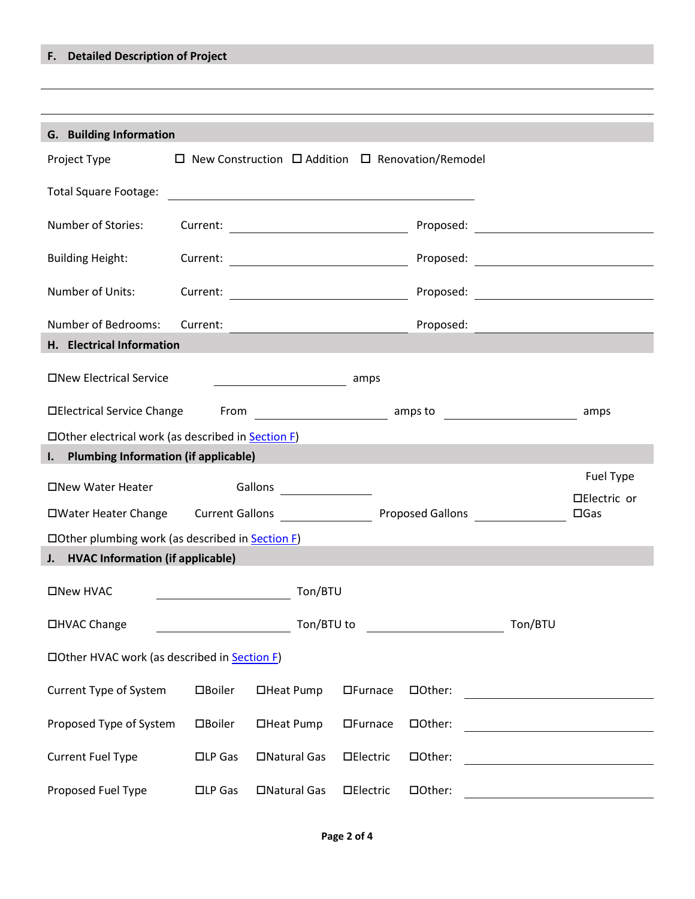## F. Detailed Description of Project

______________________________________________________________________

______________________________________________________________________

## G. Building Information

Project Type ☐ New Construction ☐ Addition ☐ Renovation/Remodel

Total Square Footage: ______________________

| | Current: | Proposed: |
|---|---|---|
| Number of Stories: | ______________ | ______________ |
| Building Height: | ______________ | ______________ |
| Number of Units: | ______________ | ______________ |
| Number of Bedrooms: | ______________ | ______________ |

## H. Electrical Information

☐New Electrical Service ______________ amps

☐Electrical Service Change From ______________ amps to ______________ amps

☐Other electrical work (as described in Section F)

## I. Plumbing Information (if applicable)

☐New Water Heater Gallons ______________

☐Water Heater Change Current Gallons ______________ Proposed Gallons ______________

Fuel Type ☐Electric or ☐Gas

☐Other plumbing work (as described in Section F)

## J. HVAC Information (if applicable)

☐New HVAC ______________ Ton/BTU

☐HVAC Change ______________ Ton/BTU to ______________ Ton/BTU

☐Other HVAC work (as described in Section F)

| | | | | |
|---|---|---|---|---|
| Current Type of System | ☐Boiler | ☐Heat Pump | ☐Furnace | ☐Other: ______________ |
| Proposed Type of System | ☐Boiler | ☐Heat Pump | ☐Furnace | ☐Other: ______________ |
| Current Fuel Type | ☐LP Gas | ☐Natural Gas | ☐Electric | ☐Other: ______________ |
| Proposed Fuel Type | ☐LP Gas | ☐Natural Gas | ☐Electric | ☐Other: ______________ |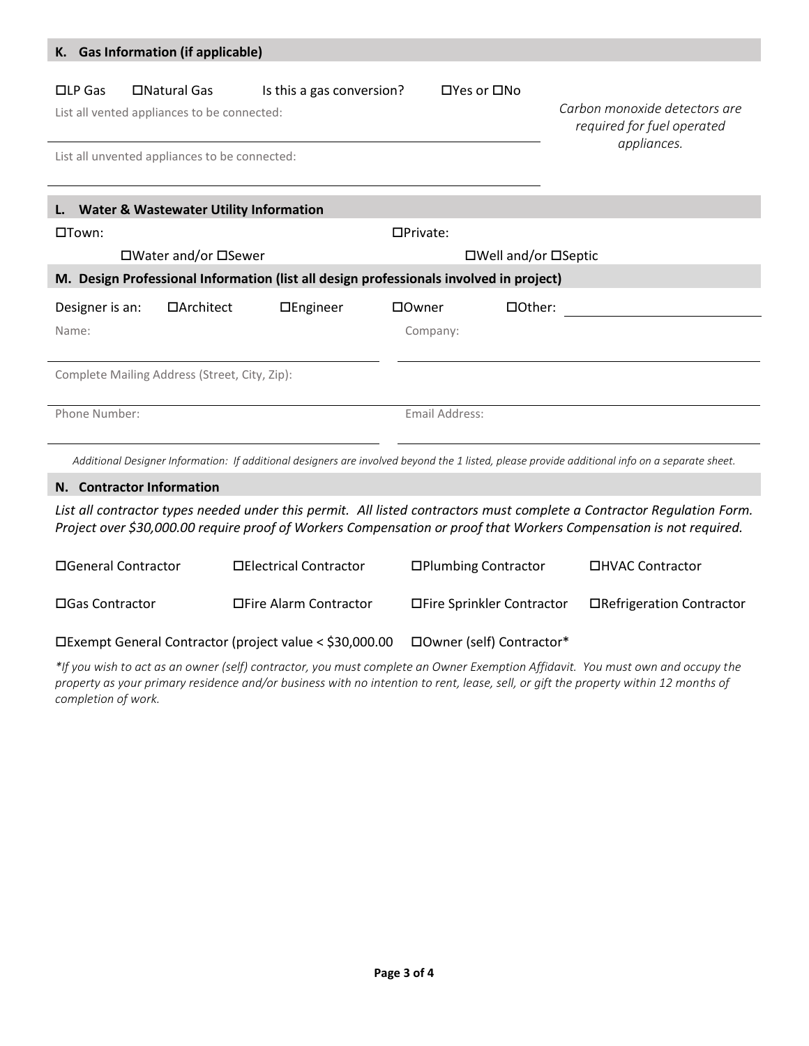## K. Gas Information (if applicable)

☐LP Gas ☐Natural Gas Is this a gas conversion? ☐Yes or ☐No

List all vented appliances to be connected: ______________________

List all unvented appliances to be connected: ______________________

*Carbon monoxide detectors are required for fuel operated appliances.*

## L. Water & Wastewater Utility Information

☐Town: ☐Water and/or ☐Sewer

☐Private: ☐Well and/or ☐Septic

## M. Design Professional Information (list all design professionals involved in project)

Designer is an: ☐Architect ☐Engineer ☐Owner ☐Other: ______________________

Name: ______________________ Company: ______________________

Complete Mailing Address (Street, City, Zip): ______________________

Phone Number: ______________________ Email Address: ______________________

*Additional Designer Information: If additional designers are involved beyond the 1 listed, please provide additional info on a separate sheet.*

## N. Contractor Information

*List all contractor types needed under this permit. All listed contractors must complete a Contractor Regulation Form. Project over $30,000.00 require proof of Workers Compensation or proof that Workers Compensation is not required.*

☐General Contractor ☐Electrical Contractor ☐Plumbing Contractor ☐HVAC Contractor

☐Gas Contractor ☐Fire Alarm Contractor ☐Fire Sprinkler Contractor ☐Refrigeration Contractor

☐Exempt General Contractor (project value < $30,000.00 ☐Owner (self) Contractor*

*\*If you wish to act as an owner (self) contractor, you must complete an Owner Exemption Affidavit. You must own and occupy the property as your primary residence and/or business with no intention to rent, lease, sell, or gift the property within 12 months of completion of work.*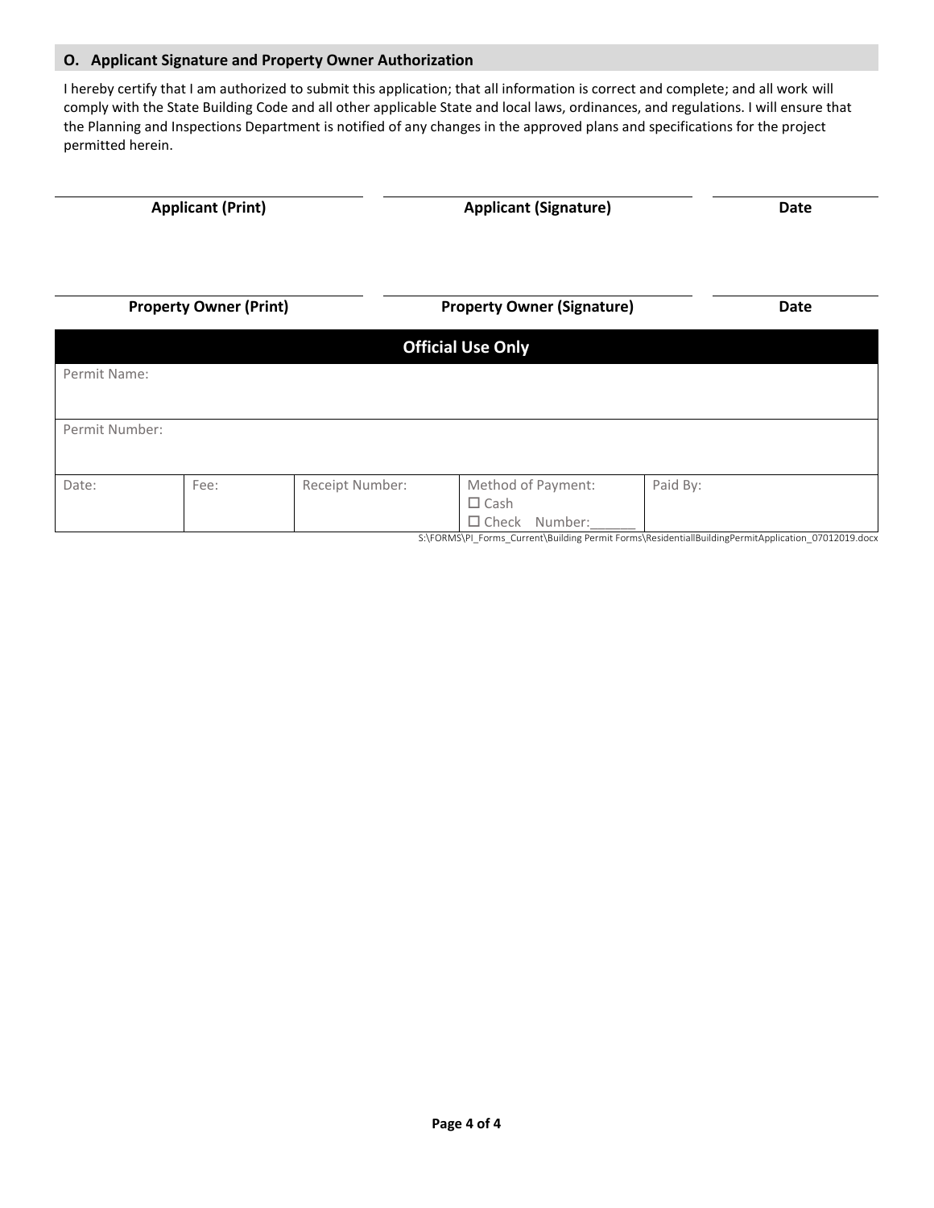## O. Applicant Signature and Property Owner Authorization

I hereby certify that I am authorized to submit this application; that all information is correct and complete; and all work will comply with the State Building Code and all other applicable State and local laws, ordinances, and regulations. I will ensure that the Planning and Inspections Department is notified of any changes in the approved plans and specifications for the project permitted herein.

| | | |
|---|---|---|
| **Applicant (Print)** | **Applicant (Signature)** | **Date** |
| **Property Owner (Print)** | **Property Owner (Signature)** | **Date** |

**Official Use Only**

| | | | | |
|---|---|---|---|---|
| Permit Name: | | | | |
| Permit Number: | | | | |
| Date: | Fee: | Receipt Number: | Method of Payment:<br>☐ Cash<br>☐ Check Number:______ | Paid By: |

S:\FORMS\PI_Forms_Current\Building Permit Forms\ResidentialBuildingPermitApplication_07012019.docx